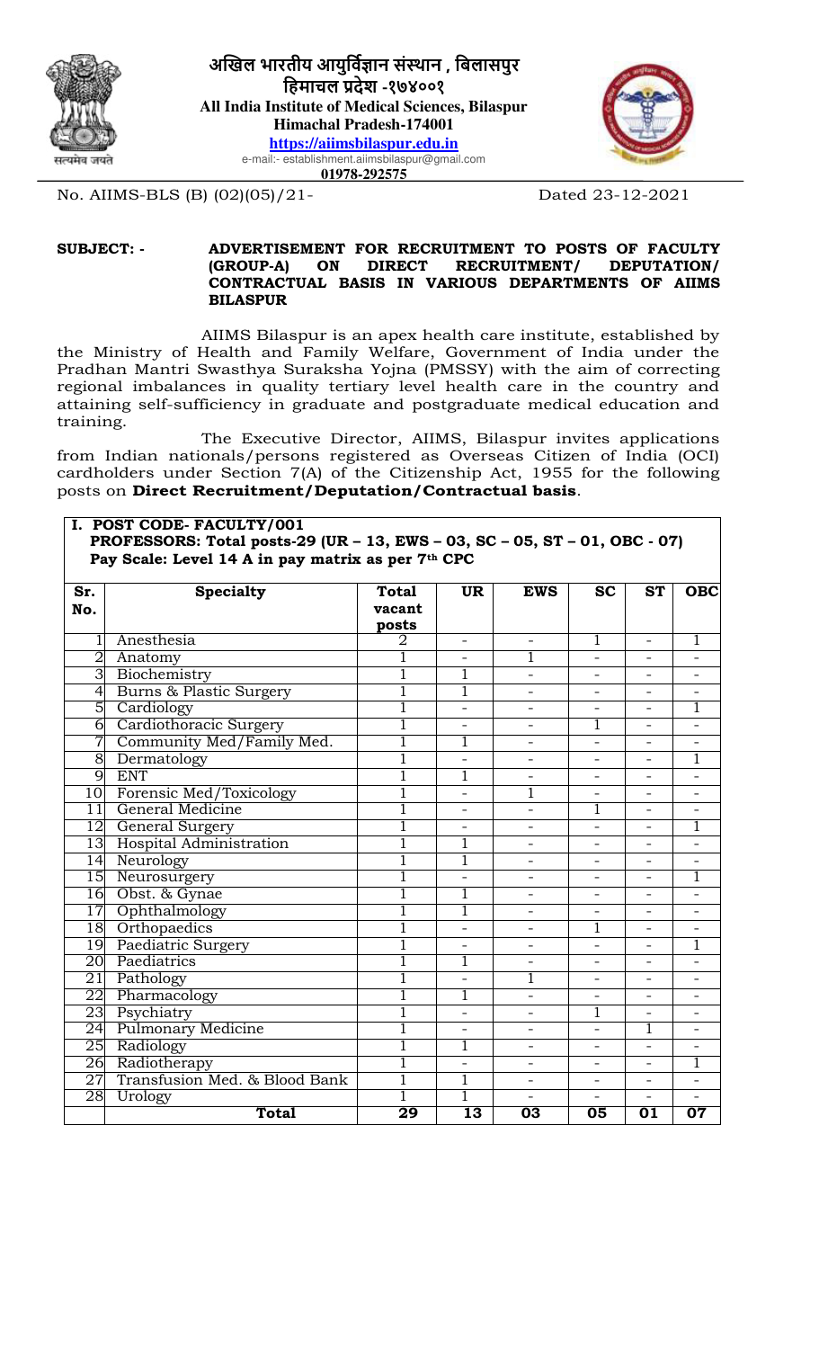# अखिल भारतीय आयुर्विज्ञान संस्थान , बिलासपुर
## हिमाचल प्रदेश -१७४००१
**All India Institute of Medical Sciences, Bilaspur**
**Himachal Pradesh-174001**
**https://aiimsbilaspur.edu.in**
e-mail:- establishment.aiimsbilaspur@gmail.com
**01978-292575**

No. AIIMS-BLS (B) (02)(05)/21- Dated 23-12-2021

**SUBJECT: - ADVERTISEMENT FOR RECRUITMENT TO POSTS OF FACULTY (GROUP-A) ON DIRECT RECRUITMENT/ DEPUTATION/ CONTRACTUAL BASIS IN VARIOUS DEPARTMENTS OF AIIMS BILASPUR**

AIIMS Bilaspur is an apex health care institute, established by the Ministry of Health and Family Welfare, Government of India under the Pradhan Mantri Swasthya Suraksha Yojna (PMSSY) with the aim of correcting regional imbalances in quality tertiary level health care in the country and attaining self-sufficiency in graduate and postgraduate medical education and training.

The Executive Director, AIIMS, Bilaspur invites applications from Indian nationals/persons registered as Overseas Citizen of India (OCI) cardholders under Section 7(A) of the Citizenship Act, 1955 for the following posts on **Direct Recruitment/Deputation/Contractual basis**.

**I. POST CODE- FACULTY/001**
**PROFESSORS: Total posts-29 (UR – 13, EWS – 03, SC – 05, ST – 01, OBC - 07)**
**Pay Scale: Level 14 A in pay matrix as per 7th CPC**

| Sr. No. | Specialty | Total vacant posts | UR | EWS | SC | ST | OBC |
|---|---|---|---|---|---|---|---|
| 1 | Anesthesia | 2 | - | - | 1 | - | 1 |
| 2 | Anatomy | 1 | - | 1 | - | - | - |
| 3 | Biochemistry | 1 | 1 | - | - | - | - |
| 4 | Burns & Plastic Surgery | 1 | 1 | - | - | - | - |
| 5 | Cardiology | 1 | - | - | - | - | 1 |
| 6 | Cardiothoracic Surgery | 1 | - | - | 1 | - | - |
| 7 | Community Med/Family Med. | 1 | 1 | - | - | - | - |
| 8 | Dermatology | 1 | - | - | - | - | 1 |
| 9 | ENT | 1 | 1 | - | - | - | - |
| 10 | Forensic Med/Toxicology | 1 | - | 1 | - | - | - |
| 11 | General Medicine | 1 | - | - | 1 | - | - |
| 12 | General Surgery | 1 | - | - | - | - | 1 |
| 13 | Hospital Administration | 1 | 1 | - | - | - | - |
| 14 | Neurology | 1 | 1 | - | - | - | - |
| 15 | Neurosurgery | 1 | - | - | - | - | 1 |
| 16 | Obst. & Gynae | 1 | 1 | - | - | - | - |
| 17 | Ophthalmology | 1 | 1 | - | - | - | - |
| 18 | Orthopaedics | 1 | - | - | 1 | - | - |
| 19 | Paediatric Surgery | 1 | - | - | - | - | 1 |
| 20 | Paediatrics | 1 | 1 | - | - | - | - |
| 21 | Pathology | 1 | - | 1 | - | - | - |
| 22 | Pharmacology | 1 | 1 | - | - | - | - |
| 23 | Psychiatry | 1 | - | - | 1 | - | - |
| 24 | Pulmonary Medicine | 1 | - | - | - | 1 | - |
| 25 | Radiology | 1 | 1 | - | - | - | - |
| 26 | Radiotherapy | 1 | - | - | - | - | 1 |
| 27 | Transfusion Med. & Blood Bank | 1 | 1 | - | - | - | - |
| 28 | Urology | 1 | 1 | - | - | - | - |
| | **Total** | **29** | **13** | **03** | **05** | **01** | **07** |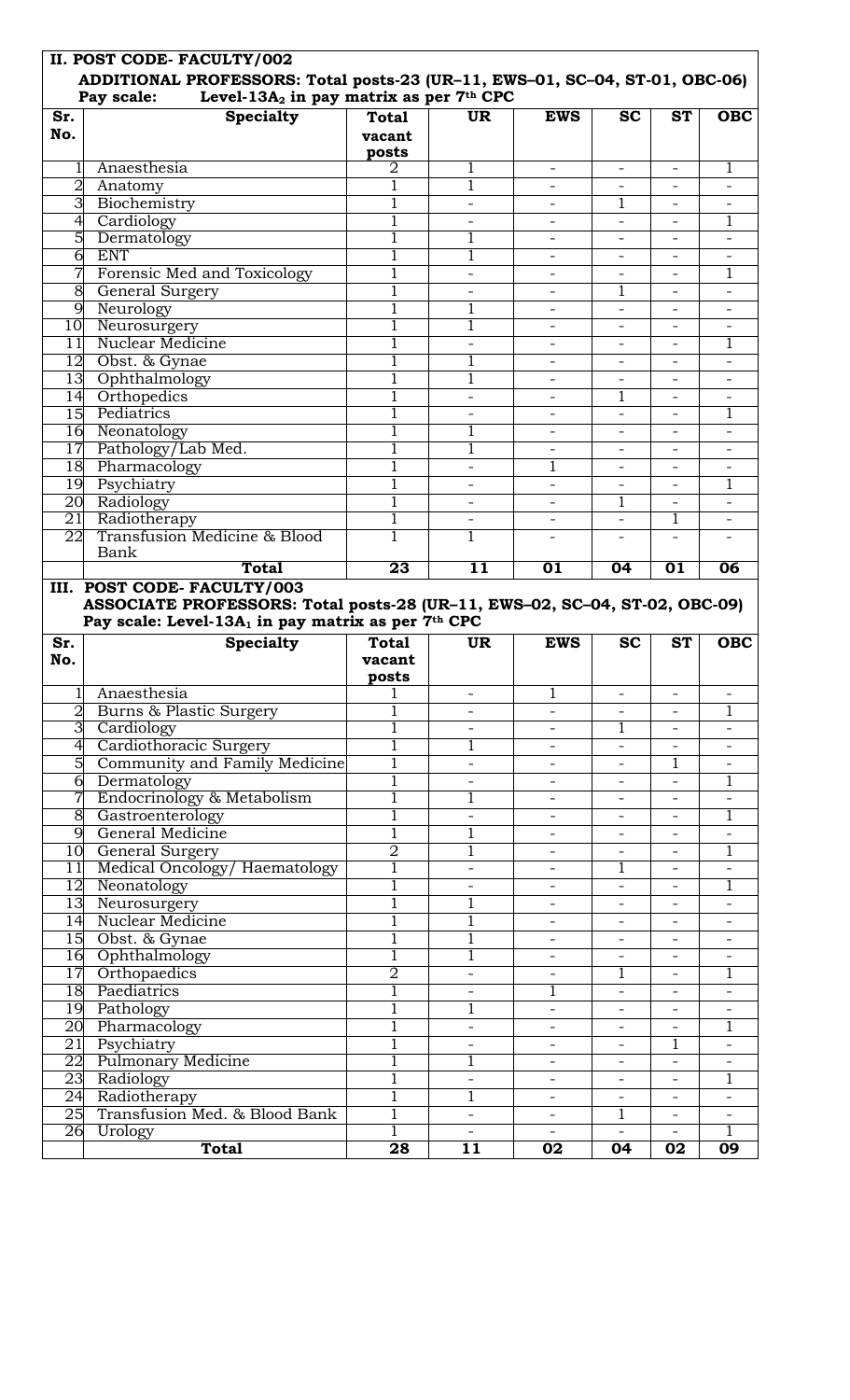## II. POST CODE- FACULTY/002

**ADDITIONAL PROFESSORS: Total posts-23 (UR–11, EWS–01, SC–04, ST-01, OBC-06)**
**Pay scale: Level-13A$_2$ in pay matrix as per 7th CPC**

| Sr. No. | Specialty | Total vacant posts | UR | EWS | SC | ST | OBC |
|---|---|---|---|---|---|---|---|
| 1 | Anaesthesia | 2 | 1 | - | - | - | 1 |
| 2 | Anatomy | 1 | 1 | - | - | - | - |
| 3 | Biochemistry | 1 | - | - | 1 | - | - |
| 4 | Cardiology | 1 | - | - | - | - | 1 |
| 5 | Dermatology | 1 | 1 | - | - | - | - |
| 6 | ENT | 1 | 1 | - | - | - | - |
| 7 | Forensic Med and Toxicology | 1 | - | - | - | - | 1 |
| 8 | General Surgery | 1 | - | - | 1 | - | - |
| 9 | Neurology | 1 | 1 | - | - | - | - |
| 10 | Neurosurgery | 1 | 1 | - | - | - | - |
| 11 | Nuclear Medicine | 1 | - | - | - | - | 1 |
| 12 | Obst. & Gynae | 1 | 1 | - | - | - | - |
| 13 | Ophthalmology | 1 | 1 | - | - | - | - |
| 14 | Orthopedics | 1 | - | - | 1 | - | - |
| 15 | Pediatrics | 1 | - | - | - | - | 1 |
| 16 | Neonatology | 1 | 1 | - | - | - | - |
| 17 | Pathology/Lab Med. | 1 | 1 | - | - | - | - |
| 18 | Pharmacology | 1 | - | 1 | - | - | - |
| 19 | Psychiatry | 1 | - | - | - | - | 1 |
| 20 | Radiology | 1 | - | - | 1 | - | - |
| 21 | Radiotherapy | 1 | - | - | - | 1 | - |
| 22 | Transfusion Medicine & Blood Bank | 1 | 1 | - | - | - | - |
| | **Total** | **23** | **11** | **01** | **04** | **01** | **06** |

## III. POST CODE- FACULTY/003

**ASSOCIATE PROFESSORS: Total posts-28 (UR–11, EWS–02, SC–04, ST-02, OBC-09)**
**Pay scale: Level-13A$_1$ in pay matrix as per 7th CPC**

| Sr. No. | Specialty | Total vacant posts | UR | EWS | SC | ST | OBC |
|---|---|---|---|---|---|---|---|
| 1 | Anaesthesia | 1 | - | 1 | - | - | - |
| 2 | Burns & Plastic Surgery | 1 | - | - | - | - | 1 |
| 3 | Cardiology | 1 | - | - | 1 | - | - |
| 4 | Cardiothoracic Surgery | 1 | 1 | - | - | - | - |
| 5 | Community and Family Medicine | 1 | - | - | - | 1 | - |
| 6 | Dermatology | 1 | - | - | - | - | 1 |
| 7 | Endocrinology & Metabolism | 1 | 1 | - | - | - | - |
| 8 | Gastroenterology | 1 | - | - | - | - | 1 |
| 9 | General Medicine | 1 | 1 | - | - | - | - |
| 10 | General Surgery | 2 | 1 | - | - | - | 1 |
| 11 | Medical Oncology/ Haematology | 1 | - | - | 1 | - | - |
| 12 | Neonatology | 1 | - | - | - | - | 1 |
| 13 | Neurosurgery | 1 | 1 | - | - | - | - |
| 14 | Nuclear Medicine | 1 | 1 | - | - | - | - |
| 15 | Obst. & Gynae | 1 | 1 | - | - | - | - |
| 16 | Ophthalmology | 1 | 1 | - | - | - | - |
| 17 | Orthopaedics | 2 | - | - | 1 | - | 1 |
| 18 | Paediatrics | 1 | - | 1 | - | - | - |
| 19 | Pathology | 1 | 1 | - | - | - | - |
| 20 | Pharmacology | 1 | - | - | - | - | 1 |
| 21 | Psychiatry | 1 | - | - | - | 1 | - |
| 22 | Pulmonary Medicine | 1 | 1 | - | - | - | - |
| 23 | Radiology | 1 | - | - | - | - | 1 |
| 24 | Radiotherapy | 1 | 1 | - | - | - | - |
| 25 | Transfusion Med. & Blood Bank | 1 | - | - | 1 | - | - |
| 26 | Urology | 1 | - | - | - | - | 1 |
| | **Total** | **28** | **11** | **02** | **04** | **02** | **09** |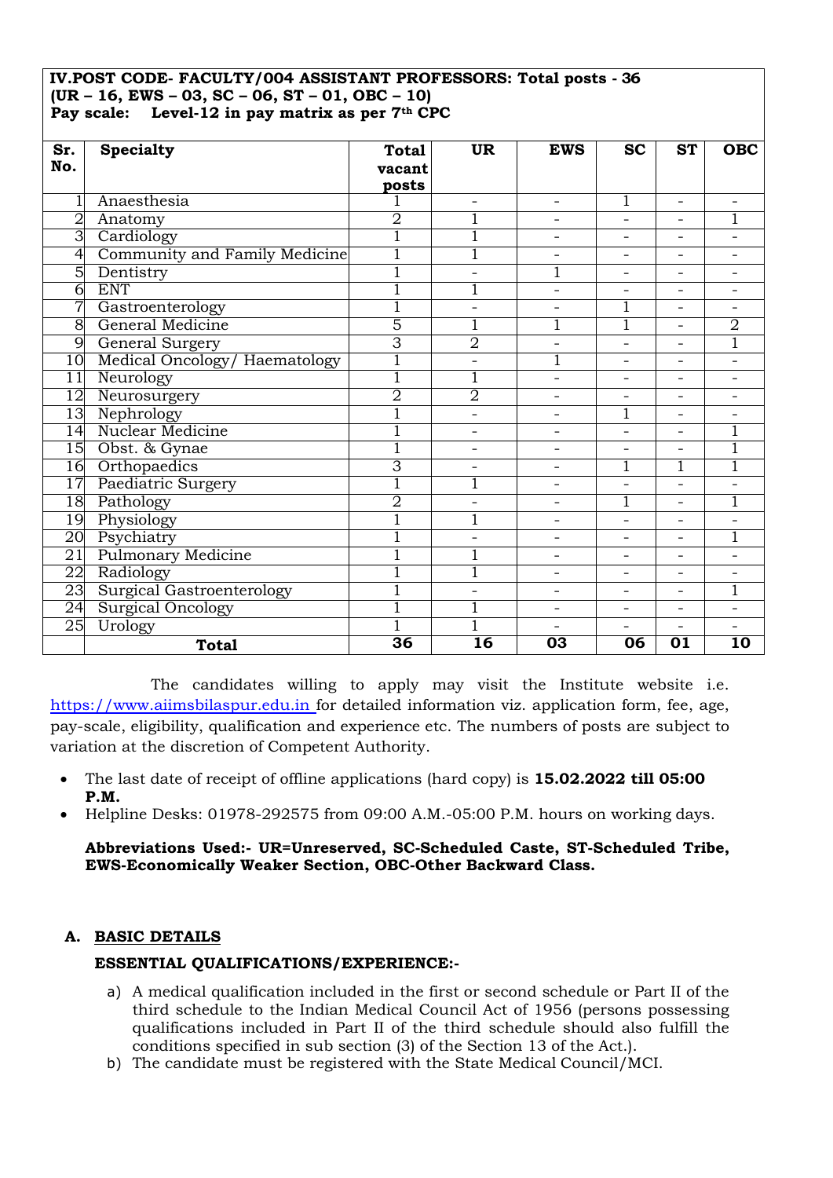**IV.POST CODE- FACULTY/004 ASSISTANT PROFESSORS: Total posts - 36 (UR – 16, EWS – 03, SC – 06, ST – 01, OBC – 10)**
**Pay scale: Level-12 in pay matrix as per 7th CPC**

| Sr. No. | Specialty | Total vacant posts | UR | EWS | SC | ST | OBC |
|---|---|---|---|---|---|---|---|
| 1 | Anaesthesia | 1 | - | - | 1 | - | - |
| 2 | Anatomy | 2 | 1 | - | - | - | 1 |
| 3 | Cardiology | 1 | 1 | - | - | - | - |
| 4 | Community and Family Medicine | 1 | 1 | - | - | - | - |
| 5 | Dentistry | 1 | - | 1 | - | - | - |
| 6 | ENT | 1 | 1 | - | - | - | - |
| 7 | Gastroenterology | 1 | - | - | 1 | - | - |
| 8 | General Medicine | 5 | 1 | 1 | 1 | - | 2 |
| 9 | General Surgery | 3 | 2 | - | - | - | 1 |
| 10 | Medical Oncology/ Haematology | 1 | - | 1 | - | - | - |
| 11 | Neurology | 1 | 1 | - | - | - | - |
| 12 | Neurosurgery | 2 | 2 | - | - | - | - |
| 13 | Nephrology | 1 | - | - | 1 | - | - |
| 14 | Nuclear Medicine | 1 | - | - | - | - | 1 |
| 15 | Obst. & Gynae | 1 | - | - | - | - | 1 |
| 16 | Orthopaedics | 3 | - | - | 1 | 1 | 1 |
| 17 | Paediatric Surgery | 1 | 1 | - | - | - | - |
| 18 | Pathology | 2 | - | - | 1 | - | 1 |
| 19 | Physiology | 1 | 1 | - | - | - | - |
| 20 | Psychiatry | 1 | - | - | - | - | 1 |
| 21 | Pulmonary Medicine | 1 | 1 | - | - | - | - |
| 22 | Radiology | 1 | 1 | - | - | - | - |
| 23 | Surgical Gastroenterology | 1 | - | - | - | - | 1 |
| 24 | Surgical Oncology | 1 | 1 | - | - | - | - |
| 25 | Urology | 1 | 1 | - | - | - | - |
| | **Total** | **36** | **16** | **03** | **06** | **01** | **10** |

The candidates willing to apply may visit the Institute website i.e. https://www.aiimsbilaspur.edu.in for detailed information viz. application form, fee, age, pay-scale, eligibility, qualification and experience etc. The numbers of posts are subject to variation at the discretion of Competent Authority.

- The last date of receipt of offline applications (hard copy) is **15.02.2022 till 05:00 P.M.**
- Helpline Desks: 01978-292575 from 09:00 A.M.-05:00 P.M. hours on working days.

**Abbreviations Used:- UR=Unreserved, SC-Scheduled Caste, ST-Scheduled Tribe, EWS-Economically Weaker Section, OBC-Other Backward Class.**

## A. BASIC DETAILS

**ESSENTIAL QUALIFICATIONS/EXPERIENCE:-**

a) A medical qualification included in the first or second schedule or Part II of the third schedule to the Indian Medical Council Act of 1956 (persons possessing qualifications included in Part II of the third schedule should also fulfill the conditions specified in sub section (3) of the Section 13 of the Act.).
b) The candidate must be registered with the State Medical Council/MCI.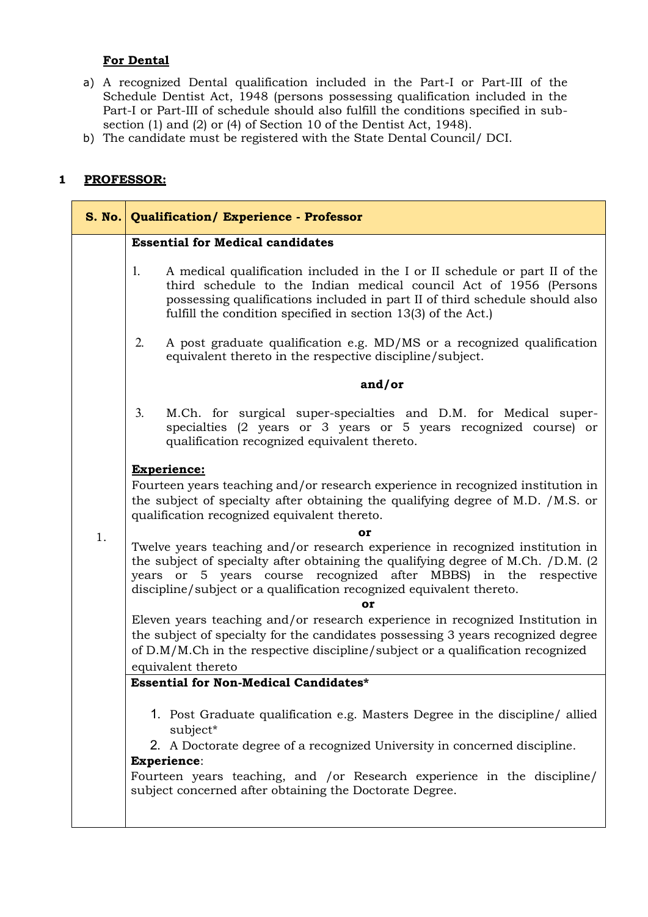**For Dental**

a) A recognized Dental qualification included in the Part-I or Part-III of the Schedule Dentist Act, 1948 (persons possessing qualification included in the Part-I or Part-III of schedule should also fulfill the conditions specified in sub-section (1) and (2) or (4) of Section 10 of the Dentist Act, 1948).
b) The candidate must be registered with the State Dental Council/ DCI.

## 1 PROFESSOR:

| S. No. | Qualification/ Experience - Professor |
|---|---|
| 1. | **Essential for Medical candidates**<br><br>1. A medical qualification included in the I or II schedule or part II of the third schedule to the Indian medical council Act of 1956 (Persons possessing qualifications included in part II of third schedule should also fulfill the condition specified in section 13(3) of the Act.)<br><br>2. A post graduate qualification e.g. MD/MS or a recognized qualification equivalent thereto in the respective discipline/subject.<br><br>**and/or**<br><br>3. M.Ch. for surgical super-specialties and D.M. for Medical super-specialties (2 years or 3 years or 5 years recognized course) or qualification recognized equivalent thereto.<br><br>**Experience:**<br>Fourteen years teaching and/or research experience in recognized institution in the subject of specialty after obtaining the qualifying degree of M.D. /M.S. or qualification recognized equivalent thereto.<br>**or**<br>Twelve years teaching and/or research experience in recognized institution in the subject of specialty after obtaining the qualifying degree of M.Ch. /D.M. (2 years or 5 years course recognized after MBBS) in the respective discipline/subject or a qualification recognized equivalent thereto.<br>**or**<br>Eleven years teaching and/or research experience in recognized Institution in the subject of specialty for the candidates possessing 3 years recognized degree of D.M/M.Ch in the respective discipline/subject or a qualification recognized equivalent thereto |
| | **Essential for Non-Medical Candidates***<br><br>1. Post Graduate qualification e.g. Masters Degree in the discipline/ allied subject*<br>2. A Doctorate degree of a recognized University in concerned discipline.<br><br>**Experience**:<br>Fourteen years teaching, and /or Research experience in the discipline/ subject concerned after obtaining the Doctorate Degree. |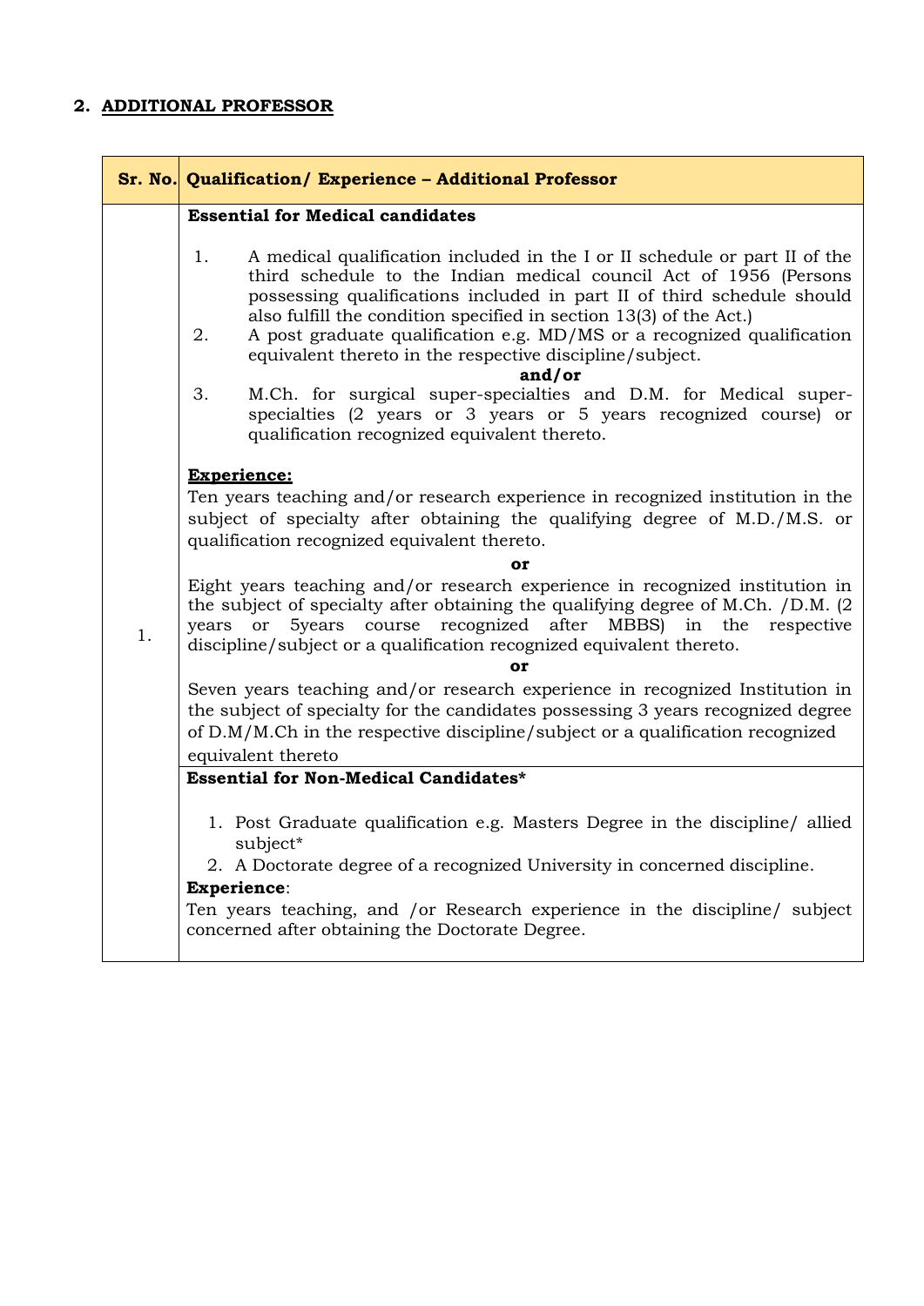## 2. ADDITIONAL PROFESSOR

| Sr. No. | Qualification/ Experience – Additional Professor |
|---|---|
| 1. | **Essential for Medical candidates**<br><br>1. A medical qualification included in the I or II schedule or part II of the third schedule to the Indian medical council Act of 1956 (Persons possessing qualifications included in part II of third schedule should also fulfill the condition specified in section 13(3) of the Act.)<br>2. A post graduate qualification e.g. MD/MS or a recognized qualification equivalent thereto in the respective discipline/subject.<br>**and/or**<br>3. M.Ch. for surgical super-specialties and D.M. for Medical super-specialties (2 years or 3 years or 5 years recognized course) or qualification recognized equivalent thereto.<br><br>**Experience:**<br>Ten years teaching and/or research experience in recognized institution in the subject of specialty after obtaining the qualifying degree of M.D./M.S. or qualification recognized equivalent thereto.<br>**or**<br>Eight years teaching and/or research experience in recognized institution in the subject of specialty after obtaining the qualifying degree of M.Ch. /D.M. (2 years or 5years course recognized after MBBS) in the respective discipline/subject or a qualification recognized equivalent thereto.<br>**or**<br>Seven years teaching and/or research experience in recognized Institution in the subject of specialty for the candidates possessing 3 years recognized degree of D.M/M.Ch in the respective discipline/subject or a qualification recognized equivalent thereto |
| | **Essential for Non-Medical Candidates***<br><br>1. Post Graduate qualification e.g. Masters Degree in the discipline/ allied subject*<br>2. A Doctorate degree of a recognized University in concerned discipline.<br><br>**Experience**:<br>Ten years teaching, and /or Research experience in the discipline/ subject concerned after obtaining the Doctorate Degree. |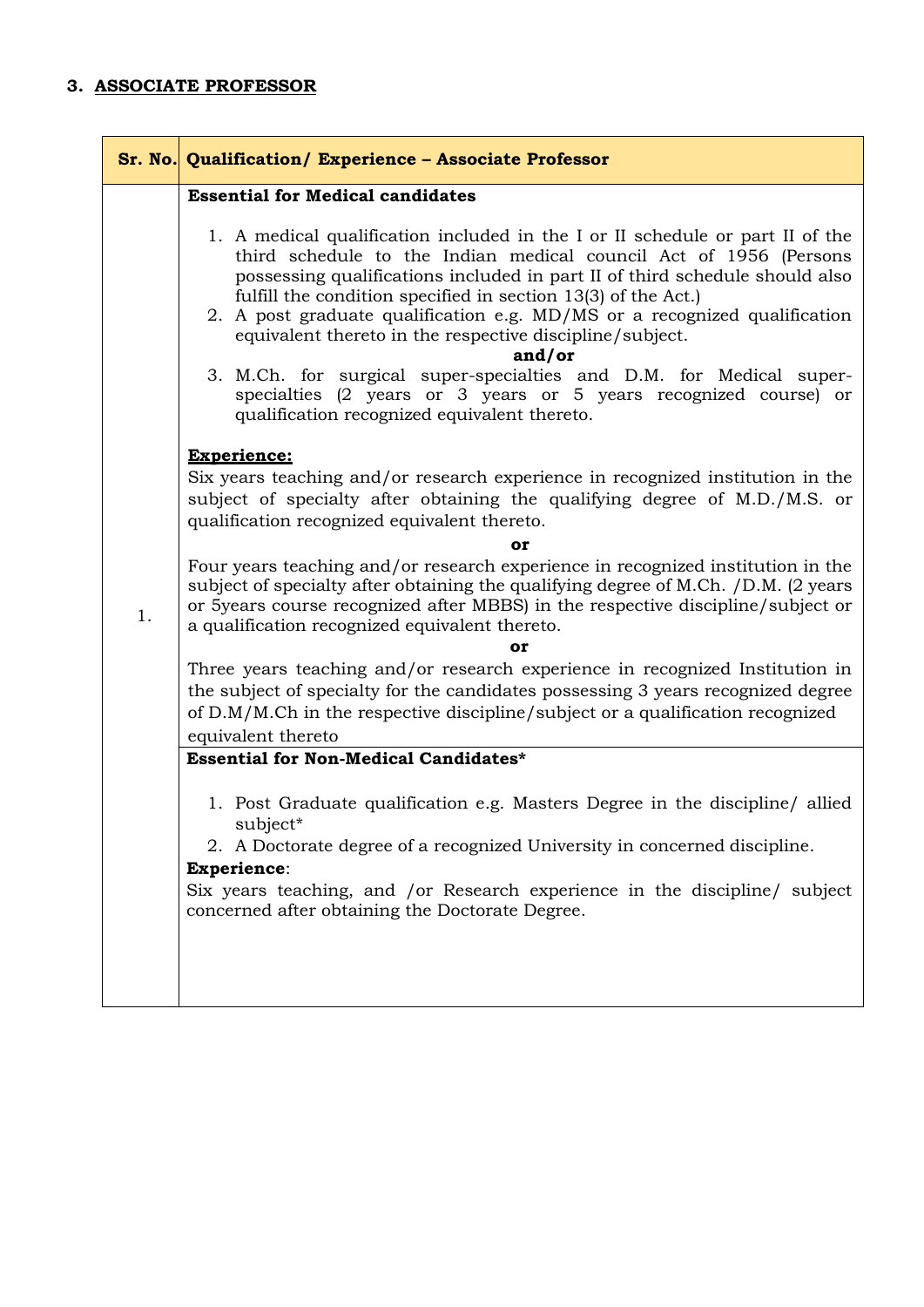### 3. ASSOCIATE PROFESSOR

| Sr. No. | Qualification/ Experience – Associate Professor |
|---|---|
| 1. | **Essential for Medical candidates**<br><br>1. A medical qualification included in the I or II schedule or part II of the third schedule to the Indian medical council Act of 1956 (Persons possessing qualifications included in part II of third schedule should also fulfill the condition specified in section 13(3) of the Act.)<br>2. A post graduate qualification e.g. MD/MS or a recognized qualification equivalent thereto in the respective discipline/subject.<br>**and/or**<br>3. M.Ch. for surgical super-specialties and D.M. for Medical super-specialties (2 years or 3 years or 5 years recognized course) or qualification recognized equivalent thereto.<br><br>**Experience:**<br>Six years teaching and/or research experience in recognized institution in the subject of specialty after obtaining the qualifying degree of M.D./M.S. or qualification recognized equivalent thereto.<br>**or**<br>Four years teaching and/or research experience in recognized institution in the subject of specialty after obtaining the qualifying degree of M.Ch. /D.M. (2 years or 5years course recognized after MBBS) in the respective discipline/subject or a qualification recognized equivalent thereto.<br>**or**<br>Three years teaching and/or research experience in recognized Institution in the subject of specialty for the candidates possessing 3 years recognized degree of D.M/M.Ch in the respective discipline/subject or a qualification recognized equivalent thereto |
| | **Essential for Non-Medical Candidates***<br><br>1. Post Graduate qualification e.g. Masters Degree in the discipline/ allied subject*<br>2. A Doctorate degree of a recognized University in concerned discipline.<br><br>**Experience**:<br>Six years teaching, and /or Research experience in the discipline/ subject concerned after obtaining the Doctorate Degree. |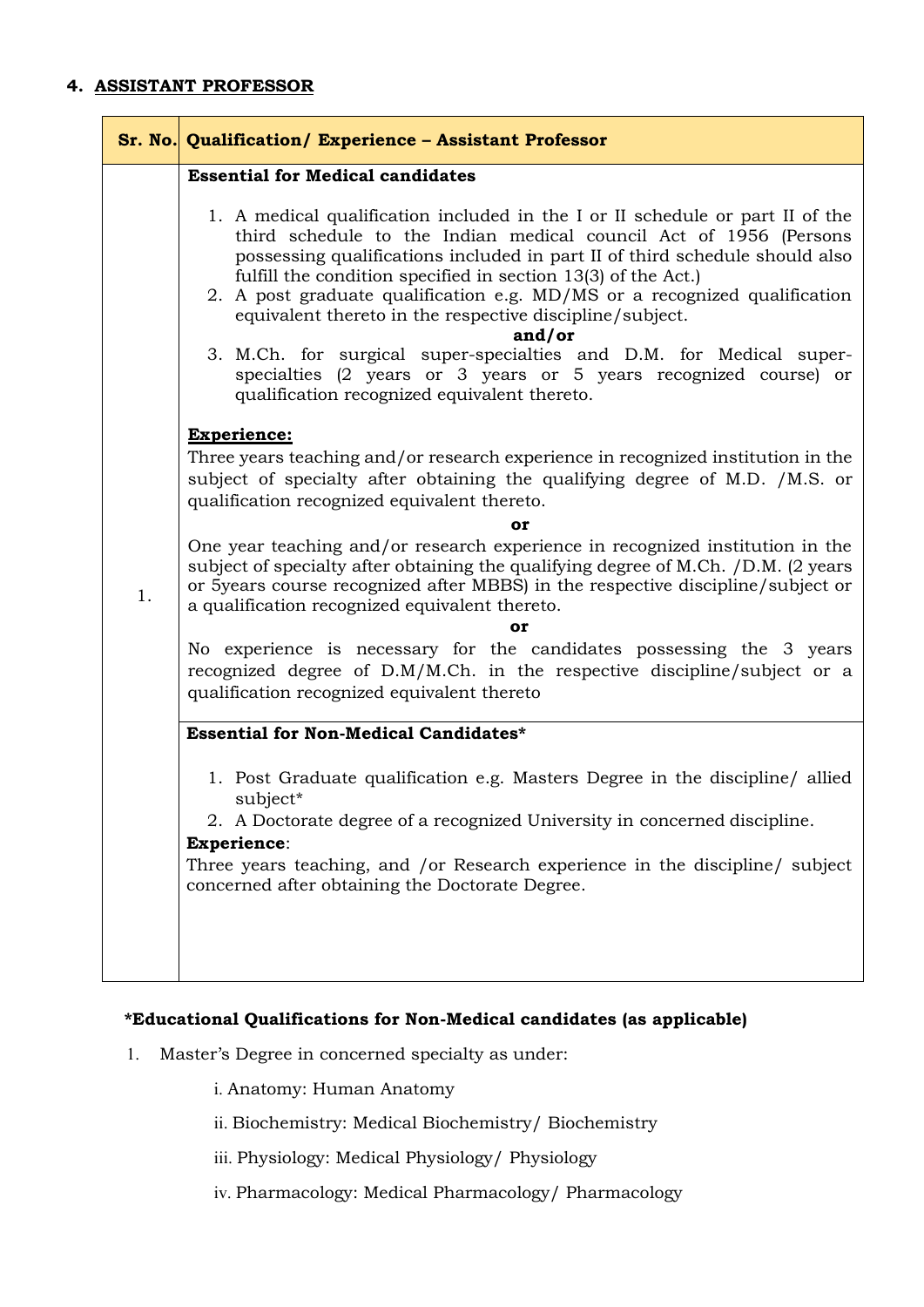## 4. ASSISTANT PROFESSOR

| Sr. No. | Qualification/ Experience – Assistant Professor |
|---|---|
| 1. | **Essential for Medical candidates**<br><br>1. A medical qualification included in the I or II schedule or part II of the third schedule to the Indian medical council Act of 1956 (Persons possessing qualifications included in part II of third schedule should also fulfill the condition specified in section 13(3) of the Act.)<br>2. A post graduate qualification e.g. MD/MS or a recognized qualification equivalent thereto in the respective discipline/subject.<br>**and/or**<br>3. M.Ch. for surgical super-specialties and D.M. for Medical super-specialties (2 years or 3 years or 5 years recognized course) or qualification recognized equivalent thereto.<br><br>**Experience:**<br>Three years teaching and/or research experience in recognized institution in the subject of specialty after obtaining the qualifying degree of M.D. /M.S. or qualification recognized equivalent thereto.<br>**or**<br>One year teaching and/or research experience in recognized institution in the subject of specialty after obtaining the qualifying degree of M.Ch. /D.M. (2 years or 5years course recognized after MBBS) in the respective discipline/subject or a qualification recognized equivalent thereto.<br>**or**<br>No experience is necessary for the candidates possessing the 3 years recognized degree of D.M/M.Ch. in the respective discipline/subject or a qualification recognized equivalent thereto |
| | **Essential for Non-Medical Candidates***<br><br>1. Post Graduate qualification e.g. Masters Degree in the discipline/ allied subject*<br>2. A Doctorate degree of a recognized University in concerned discipline.<br><br>**Experience**:<br>Three years teaching, and /or Research experience in the discipline/ subject concerned after obtaining the Doctorate Degree. |

**\*Educational Qualifications for Non-Medical candidates (as applicable)**

1. Master's Degree in concerned specialty as under:

    i. Anatomy: Human Anatomy

    ii. Biochemistry: Medical Biochemistry/ Biochemistry

    iii. Physiology: Medical Physiology/ Physiology

    iv. Pharmacology: Medical Pharmacology/ Pharmacology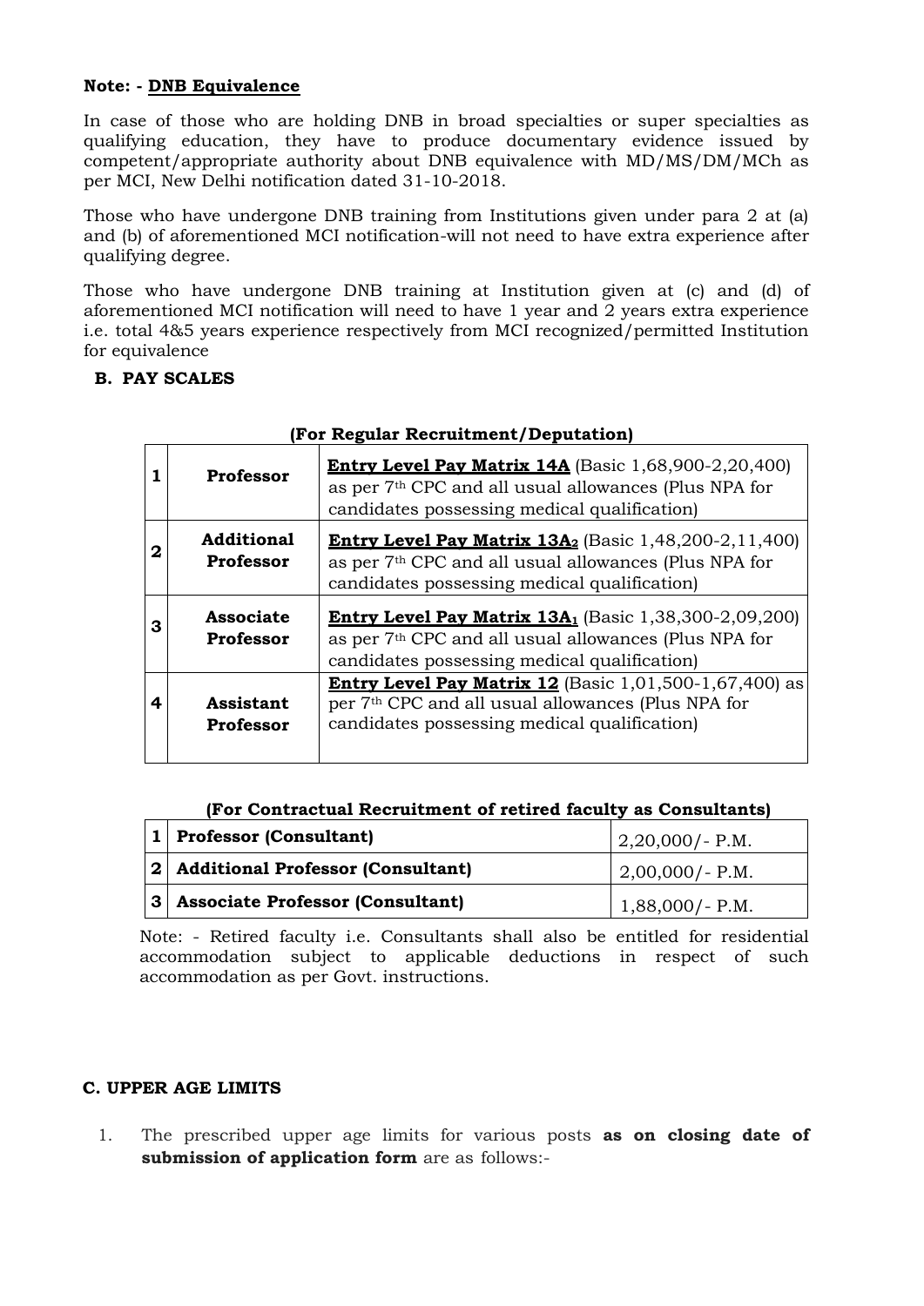**Note: - <u>DNB Equivalence</u>**

In case of those who are holding DNB in broad specialties or super specialties as qualifying education, they have to produce documentary evidence issued by competent/appropriate authority about DNB equivalence with MD/MS/DM/MCh as per MCI, New Delhi notification dated 31-10-2018.

Those who have undergone DNB training from Institutions given under para 2 at (a) and (b) of aforementioned MCI notification-will not need to have extra experience after qualifying degree.

Those who have undergone DNB training at Institution given at (c) and (d) of aforementioned MCI notification will need to have 1 year and 2 years extra experience i.e. total 4&5 years experience respectively from MCI recognized/permitted Institution for equivalence

**B. PAY SCALES**

**(For Regular Recruitment/Deputation)**

| | | |
|---|---|---|
| **1** | **Professor** | **<u>Entry Level Pay Matrix 14A</u>** (Basic 1,68,900-2,20,400) as per 7th CPC and all usual allowances (Plus NPA for candidates possessing medical qualification) |
| **2** | **Additional Professor** | **<u>Entry Level Pay Matrix 13A₂</u>** (Basic 1,48,200-2,11,400) as per 7th CPC and all usual allowances (Plus NPA for candidates possessing medical qualification) |
| **3** | **Associate Professor** | **<u>Entry Level Pay Matrix 13A₁</u>** (Basic 1,38,300-2,09,200) as per 7th CPC and all usual allowances (Plus NPA for candidates possessing medical qualification) |
| **4** | **Assistant Professor** | **<u>Entry Level Pay Matrix 12</u>** (Basic 1,01,500-1,67,400) as per 7th CPC and all usual allowances (Plus NPA for candidates possessing medical qualification) |

**(For Contractual Recruitment of retired faculty as Consultants)**

| | | |
|---|---|---|
| **1** | **Professor (Consultant)** | 2,20,000/- P.M. |
| **2** | **Additional Professor (Consultant)** | 2,00,000/- P.M. |
| **3** | **Associate Professor (Consultant)** | 1,88,000/- P.M. |

Note: - Retired faculty i.e. Consultants shall also be entitled for residential accommodation subject to applicable deductions in respect of such accommodation as per Govt. instructions.

**C. UPPER AGE LIMITS**

1. The prescribed upper age limits for various posts **as on closing date of submission of application form** are as follows:-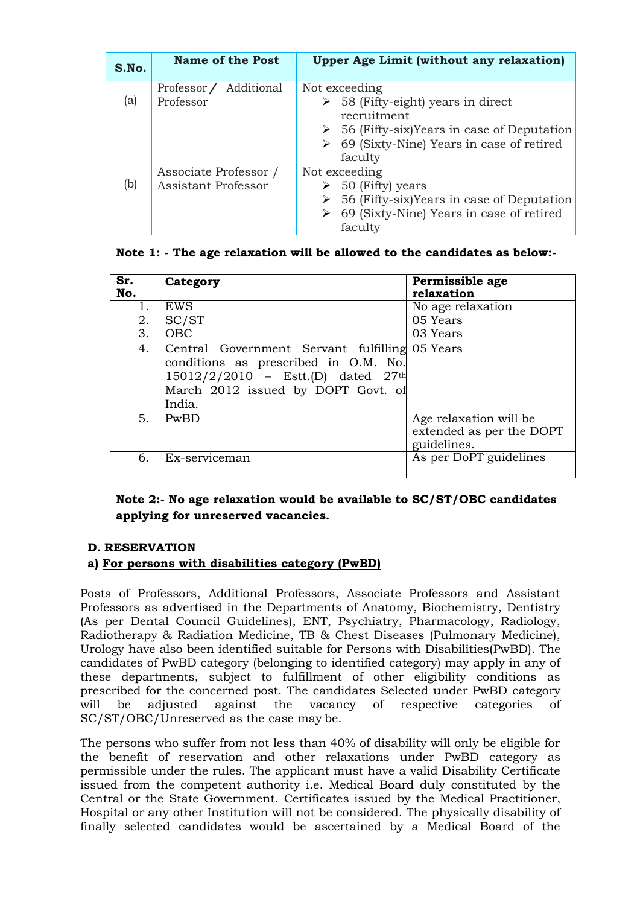| S.No. | Name of the Post | Upper Age Limit (without any relaxation) |
|---|---|---|
| (a) | Professor / Additional Professor | Not exceeding<br>➢ 58 (Fifty-eight) years in direct recruitment<br>➢ 56 (Fifty-six)Years in case of Deputation<br>➢ 69 (Sixty-Nine) Years in case of retired faculty |
| (b) | Associate Professor / Assistant Professor | Not exceeding<br>➢ 50 (Fifty) years<br>➢ 56 (Fifty-six)Years in case of Deputation<br>➢ 69 (Sixty-Nine) Years in case of retired faculty |

**Note 1: - The age relaxation will be allowed to the candidates as below:-**

| Sr. No. | Category | Permissible age relaxation |
|---|---|---|
| 1. | EWS | No age relaxation |
| 2. | SC/ST | 05 Years |
| 3. | OBC | 03 Years |
| 4. | Central Government Servant fulfilling conditions as prescribed in O.M. No. 15012/2/2010 – Estt.(D) dated 27th March 2012 issued by DOPT Govt. of India. | 05 Years |
| 5. | PwBD | Age relaxation will be extended as per the DOPT guidelines. |
| 6. | Ex-serviceman | As per DoPT guidelines |

**Note 2:- No age relaxation would be available to SC/ST/OBC candidates applying for unreserved vacancies.**

**D. RESERVATION**

**a) <u>For persons with disabilities category (PwBD)</u>**

Posts of Professors, Additional Professors, Associate Professors and Assistant Professors as advertised in the Departments of Anatomy, Biochemistry, Dentistry (As per Dental Council Guidelines), ENT, Psychiatry, Pharmacology, Radiology, Radiotherapy & Radiation Medicine, TB & Chest Diseases (Pulmonary Medicine), Urology have also been identified suitable for Persons with Disabilities(PwBD). The candidates of PwBD category (belonging to identified category) may apply in any of these departments, subject to fulfillment of other eligibility conditions as prescribed for the concerned post. The candidates Selected under PwBD category will be adjusted against the vacancy of respective categories of SC/ST/OBC/Unreserved as the case may be.

The persons who suffer from not less than 40% of disability will only be eligible for the benefit of reservation and other relaxations under PwBD category as permissible under the rules. The applicant must have a valid Disability Certificate issued from the competent authority i.e. Medical Board duly constituted by the Central or the State Government. Certificates issued by the Medical Practitioner, Hospital or any other Institution will not be considered. The physically disability of finally selected candidates would be ascertained by a Medical Board of the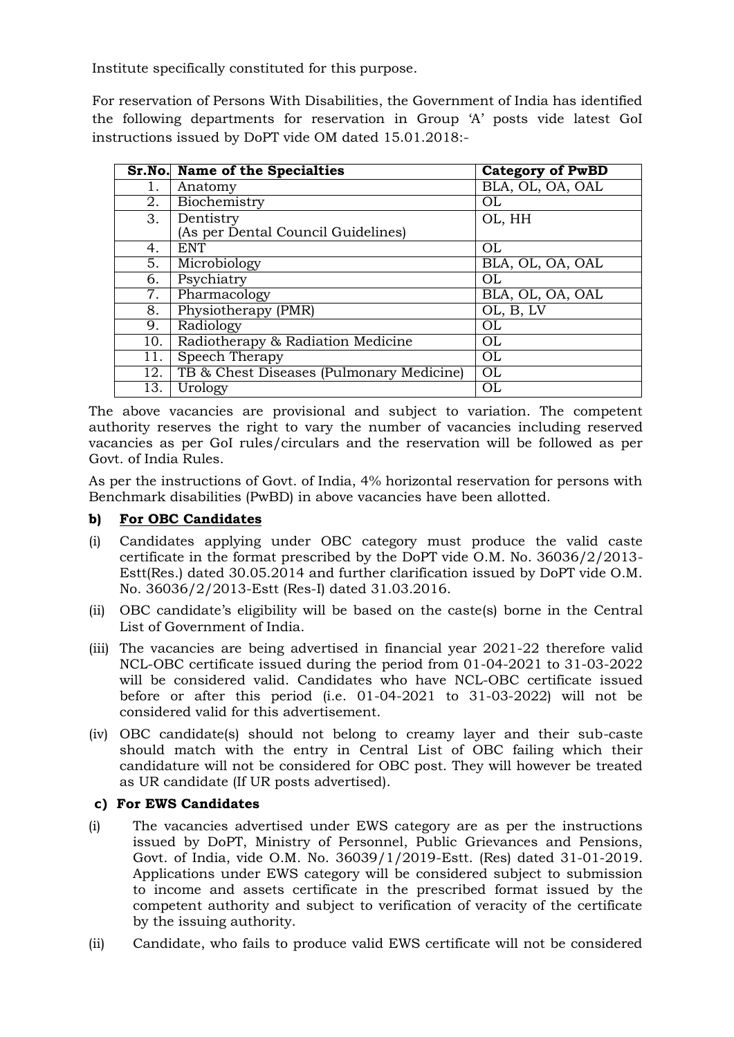Institute specifically constituted for this purpose.

For reservation of Persons With Disabilities, the Government of India has identified the following departments for reservation in Group 'A' posts vide latest GoI instructions issued by DoPT vide OM dated 15.01.2018:-

| Sr.No. | Name of the Specialties | Category of PwBD |
|---|---|---|
| 1. | Anatomy | BLA, OL, OA, OAL |
| 2. | Biochemistry | OL |
| 3. | Dentistry (As per Dental Council Guidelines) | OL, HH |
| 4. | ENT | OL |
| 5. | Microbiology | BLA, OL, OA, OAL |
| 6. | Psychiatry | OL |
| 7. | Pharmacology | BLA, OL, OA, OAL |
| 8. | Physiotherapy (PMR) | OL, B, LV |
| 9. | Radiology | OL |
| 10. | Radiotherapy & Radiation Medicine | OL |
| 11. | Speech Therapy | OL |
| 12. | TB & Chest Diseases (Pulmonary Medicine) | OL |
| 13. | Urology | OL |

The above vacancies are provisional and subject to variation. The competent authority reserves the right to vary the number of vacancies including reserved vacancies as per GoI rules/circulars and the reservation will be followed as per Govt. of India Rules.

As per the instructions of Govt. of India, 4% horizontal reservation for persons with Benchmark disabilities (PwBD) in above vacancies have been allotted.

**b) For OBC Candidates**

(i) Candidates applying under OBC category must produce the valid caste certificate in the format prescribed by the DoPT vide O.M. No. 36036/2/2013-Estt(Res.) dated 30.05.2014 and further clarification issued by DoPT vide O.M. No. 36036/2/2013-Estt (Res-I) dated 31.03.2016.

(ii) OBC candidate's eligibility will be based on the caste(s) borne in the Central List of Government of India.

(iii) The vacancies are being advertised in financial year 2021-22 therefore valid NCL-OBC certificate issued during the period from 01-04-2021 to 31-03-2022 will be considered valid. Candidates who have NCL-OBC certificate issued before or after this period (i.e. 01-04-2021 to 31-03-2022) will not be considered valid for this advertisement.

(iv) OBC candidate(s) should not belong to creamy layer and their sub-caste should match with the entry in Central List of OBC failing which their candidature will not be considered for OBC post. They will however be treated as UR candidate (If UR posts advertised).

**c) For EWS Candidates**

(i) The vacancies advertised under EWS category are as per the instructions issued by DoPT, Ministry of Personnel, Public Grievances and Pensions, Govt. of India, vide O.M. No. 36039/1/2019-Estt. (Res) dated 31-01-2019. Applications under EWS category will be considered subject to submission to income and assets certificate in the prescribed format issued by the competent authority and subject to verification of veracity of the certificate by the issuing authority.

(ii) Candidate, who fails to produce valid EWS certificate will not be considered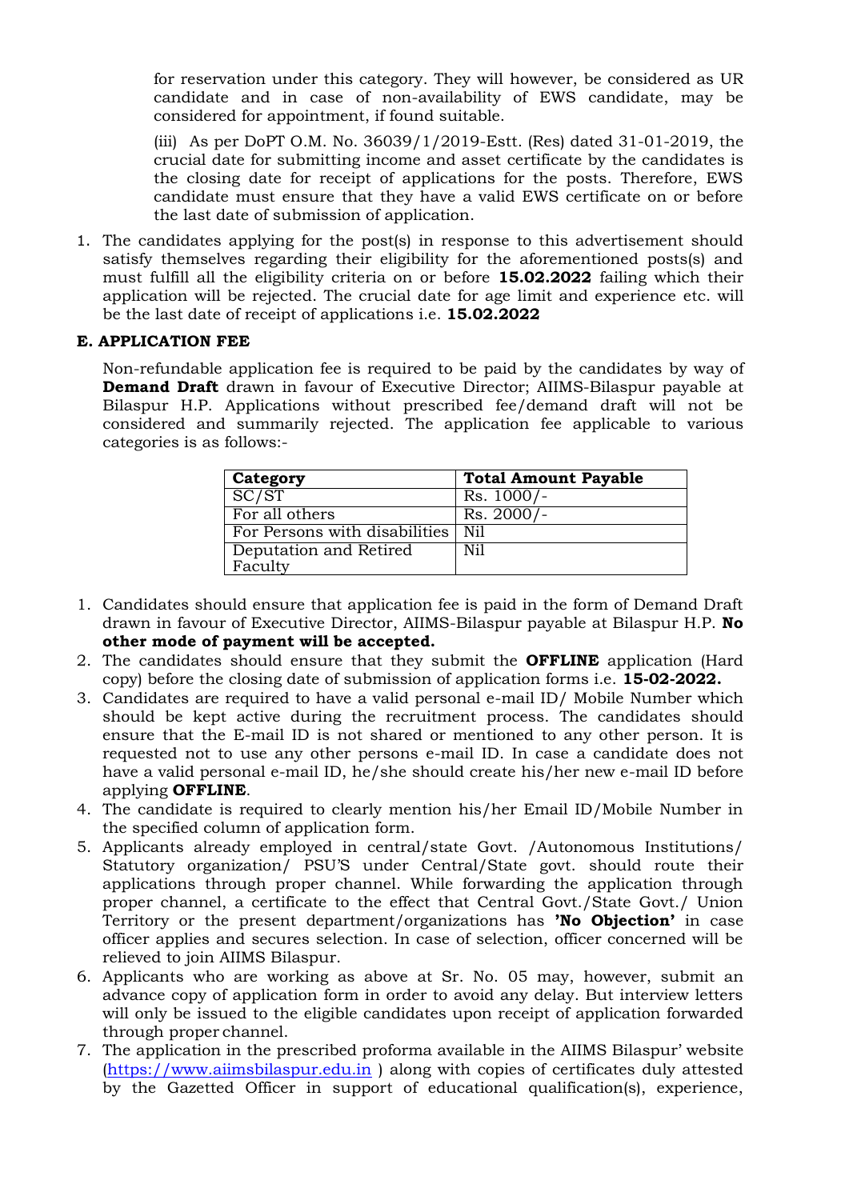for reservation under this category. They will however, be considered as UR candidate and in case of non-availability of EWS candidate, may be considered for appointment, if found suitable.

(iii) As per DoPT O.M. No. 36039/1/2019-Estt. (Res) dated 31-01-2019, the crucial date for submitting income and asset certificate by the candidates is the closing date for receipt of applications for the posts. Therefore, EWS candidate must ensure that they have a valid EWS certificate on or before the last date of submission of application.

1. The candidates applying for the post(s) in response to this advertisement should satisfy themselves regarding their eligibility for the aforementioned posts(s) and must fulfill all the eligibility criteria on or before **15.02.2022** failing which their application will be rejected. The crucial date for age limit and experience etc. will be the last date of receipt of applications i.e. **15.02.2022**

### E. APPLICATION FEE

Non-refundable application fee is required to be paid by the candidates by way of **Demand Draft** drawn in favour of Executive Director; AIIMS-Bilaspur payable at Bilaspur H.P. Applications without prescribed fee/demand draft will not be considered and summarily rejected. The application fee applicable to various categories is as follows:-

| Category | Total Amount Payable |
|---|---|
| SC/ST | Rs. 1000/- |
| For all others | Rs. 2000/- |
| For Persons with disabilities | Nil |
| Deputation and Retired Faculty | Nil |

1. Candidates should ensure that application fee is paid in the form of Demand Draft drawn in favour of Executive Director, AIIMS-Bilaspur payable at Bilaspur H.P. **No other mode of payment will be accepted.**
2. The candidates should ensure that they submit the **OFFLINE** application (Hard copy) before the closing date of submission of application forms i.e. **15-02-2022.**
3. Candidates are required to have a valid personal e-mail ID/ Mobile Number which should be kept active during the recruitment process. The candidates should ensure that the E-mail ID is not shared or mentioned to any other person. It is requested not to use any other persons e-mail ID. In case a candidate does not have a valid personal e-mail ID, he/she should create his/her new e-mail ID before applying **OFFLINE**.
4. The candidate is required to clearly mention his/her Email ID/Mobile Number in the specified column of application form.
5. Applicants already employed in central/state Govt. /Autonomous Institutions/ Statutory organization/ PSU'S under Central/State govt. should route their applications through proper channel. While forwarding the application through proper channel, a certificate to the effect that Central Govt./State Govt./ Union Territory or the present department/organizations has **'No Objection'** in case officer applies and secures selection. In case of selection, officer concerned will be relieved to join AIIMS Bilaspur.
6. Applicants who are working as above at Sr. No. 05 may, however, submit an advance copy of application form in order to avoid any delay. But interview letters will only be issued to the eligible candidates upon receipt of application forwarded through proper channel.
7. The application in the prescribed proforma available in the AIIMS Bilaspur' website (https://www.aiimsbilaspur.edu.in ) along with copies of certificates duly attested by the Gazetted Officer in support of educational qualification(s), experience,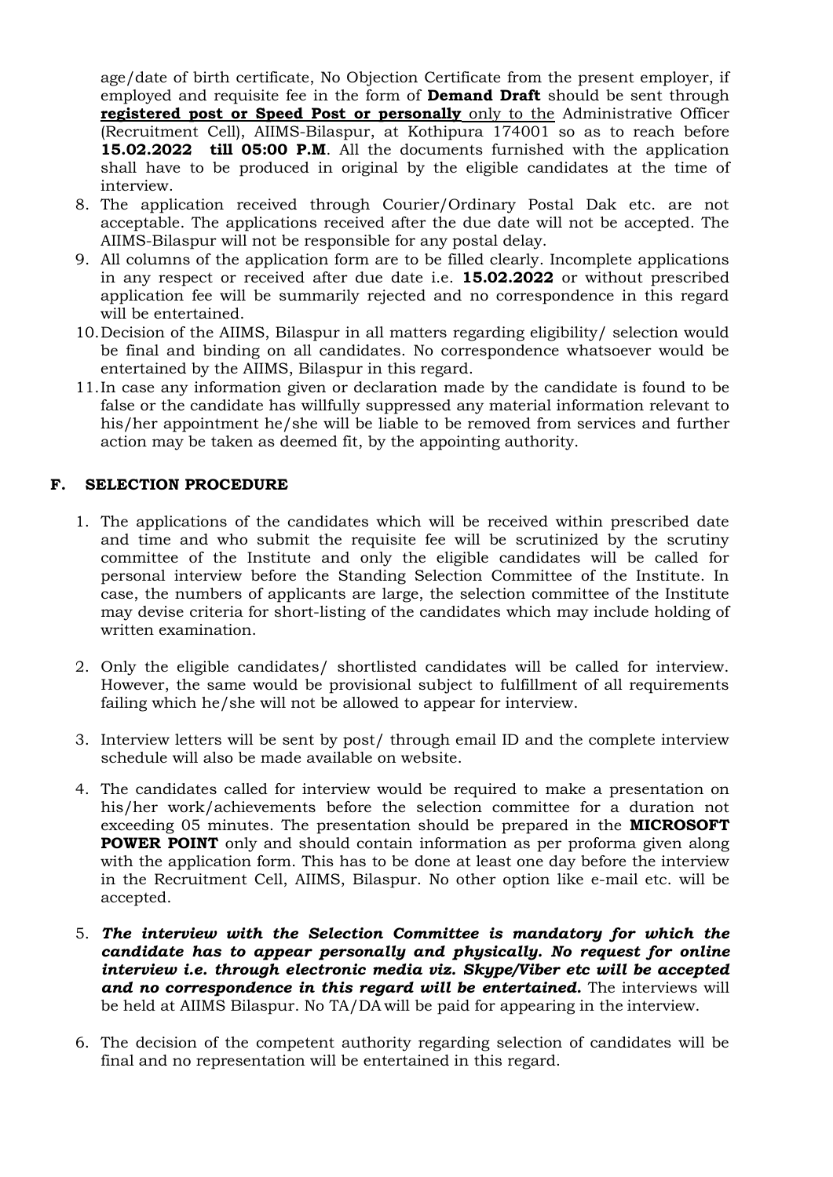age/date of birth certificate, No Objection Certificate from the present employer, if employed and requisite fee in the form of **Demand Draft** should be sent through **registered post or Speed Post or personally** only to the Administrative Officer (Recruitment Cell), AIIMS-Bilaspur, at Kothipura 174001 so as to reach before **15.02.2022 till 05:00 P.M**. All the documents furnished with the application shall have to be produced in original by the eligible candidates at the time of interview.

8. The application received through Courier/Ordinary Postal Dak etc. are not acceptable. The applications received after the due date will not be accepted. The AIIMS-Bilaspur will not be responsible for any postal delay.
9. All columns of the application form are to be filled clearly. Incomplete applications in any respect or received after due date i.e. **15.02.2022** or without prescribed application fee will be summarily rejected and no correspondence in this regard will be entertained.
10. Decision of the AIIMS, Bilaspur in all matters regarding eligibility/ selection would be final and binding on all candidates. No correspondence whatsoever would be entertained by the AIIMS, Bilaspur in this regard.
11. In case any information given or declaration made by the candidate is found to be false or the candidate has willfully suppressed any material information relevant to his/her appointment he/she will be liable to be removed from services and further action may be taken as deemed fit, by the appointing authority.

## F. SELECTION PROCEDURE

1. The applications of the candidates which will be received within prescribed date and time and who submit the requisite fee will be scrutinized by the scrutiny committee of the Institute and only the eligible candidates will be called for personal interview before the Standing Selection Committee of the Institute. In case, the numbers of applicants are large, the selection committee of the Institute may devise criteria for short-listing of the candidates which may include holding of written examination.

2. Only the eligible candidates/ shortlisted candidates will be called for interview. However, the same would be provisional subject to fulfillment of all requirements failing which he/she will not be allowed to appear for interview.

3. Interview letters will be sent by post/ through email ID and the complete interview schedule will also be made available on website.

4. The candidates called for interview would be required to make a presentation on his/her work/achievements before the selection committee for a duration not exceeding 05 minutes. The presentation should be prepared in the **MICROSOFT POWER POINT** only and should contain information as per proforma given along with the application form. This has to be done at least one day before the interview in the Recruitment Cell, AIIMS, Bilaspur. No other option like e-mail etc. will be accepted.

5. ***The interview with the Selection Committee is mandatory for which the candidate has to appear personally and physically. No request for online interview i.e. through electronic media viz. Skype/Viber etc will be accepted and no correspondence in this regard will be entertained.*** The interviews will be held at AIIMS Bilaspur. No TA/DA will be paid for appearing in the interview.

6. The decision of the competent authority regarding selection of candidates will be final and no representation will be entertained in this regard.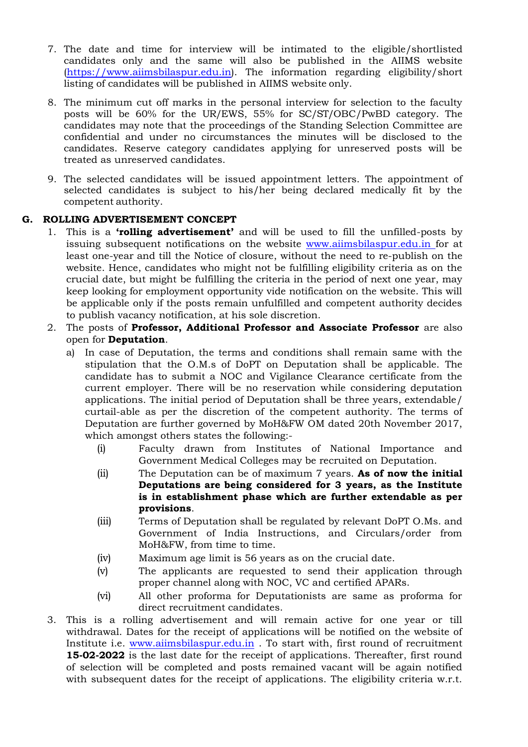7. The date and time for interview will be intimated to the eligible/shortlisted candidates only and the same will also be published in the AIIMS website (https://www.aiimsbilaspur.edu.in). The information regarding eligibility/short listing of candidates will be published in AIIMS website only.

8. The minimum cut off marks in the personal interview for selection to the faculty posts will be 60% for the UR/EWS, 55% for SC/ST/OBC/PwBD category. The candidates may note that the proceedings of the Standing Selection Committee are confidential and under no circumstances the minutes will be disclosed to the candidates. Reserve category candidates applying for unreserved posts will be treated as unreserved candidates.

9. The selected candidates will be issued appointment letters. The appointment of selected candidates is subject to his/her being declared medically fit by the competent authority.

**G. ROLLING ADVERTISEMENT CONCEPT**

1. This is a **'rolling advertisement'** and will be used to fill the unfilled-posts by issuing subsequent notifications on the website www.aiimsbilaspur.edu.in for at least one-year and till the Notice of closure, without the need to re-publish on the website. Hence, candidates who might not be fulfilling eligibility criteria as on the crucial date, but might be fulfilling the criteria in the period of next one year, may keep looking for employment opportunity vide notification on the website. This will be applicable only if the posts remain unfulfilled and competent authority decides to publish vacancy notification, at his sole discretion.
2. The posts of **Professor, Additional Professor and Associate Professor** are also open for **Deputation**.
   a) In case of Deputation, the terms and conditions shall remain same with the stipulation that the O.M.s of DoPT on Deputation shall be applicable. The candidate has to submit a NOC and Vigilance Clearance certificate from the current employer. There will be no reservation while considering deputation applications. The initial period of Deputation shall be three years, extendable/ curtail-able as per the discretion of the competent authority. The terms of Deputation are further governed by MoH&FW OM dated 20th November 2017, which amongst others states the following:-
      (i) Faculty drawn from Institutes of National Importance and Government Medical Colleges may be recruited on Deputation.
      (ii) The Deputation can be of maximum 7 years. **As of now the initial Deputations are being considered for 3 years, as the Institute is in establishment phase which are further extendable as per provisions**.
      (iii) Terms of Deputation shall be regulated by relevant DoPT O.Ms. and Government of India Instructions, and Circulars/order from MoH&FW, from time to time.
      (iv) Maximum age limit is 56 years as on the crucial date.
      (v) The applicants are requested to send their application through proper channel along with NOC, VC and certified APARs.
      (vi) All other proforma for Deputationists are same as proforma for direct recruitment candidates.
3. This is a rolling advertisement and will remain active for one year or till withdrawal. Dates for the receipt of applications will be notified on the website of Institute i.e. www.aiimsbilaspur.edu.in . To start with, first round of recruitment **15-02-2022** is the last date for the receipt of applications. Thereafter, first round of selection will be completed and posts remained vacant will be again notified with subsequent dates for the receipt of applications. The eligibility criteria w.r.t.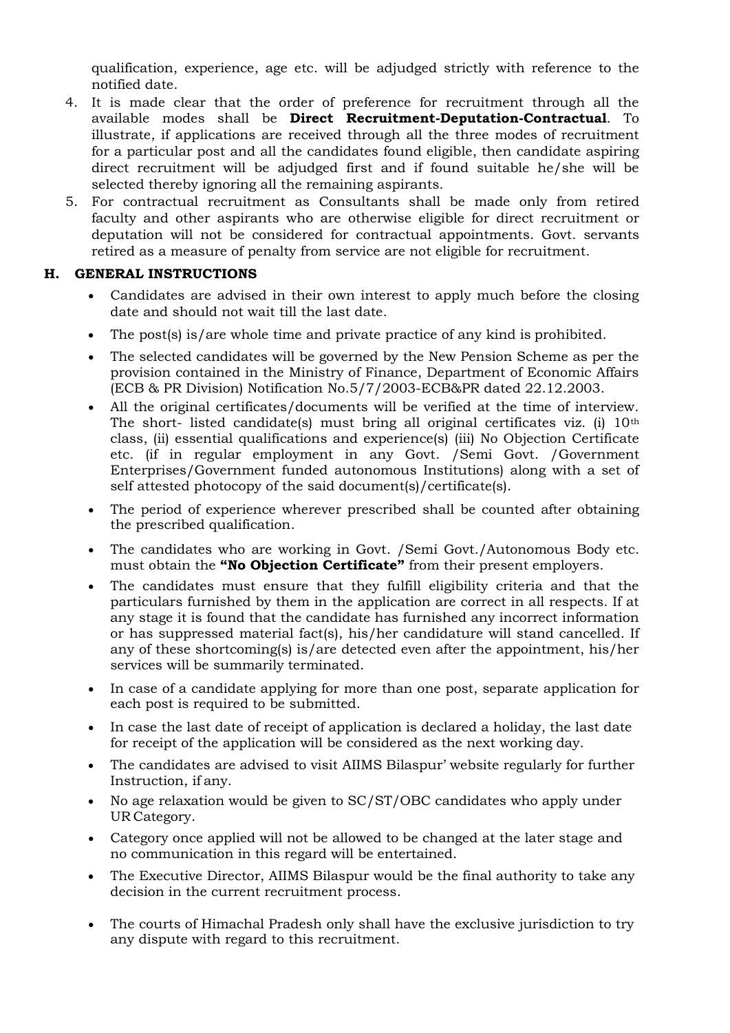qualification, experience, age etc. will be adjudged strictly with reference to the notified date.

4. It is made clear that the order of preference for recruitment through all the available modes shall be **Direct Recruitment-Deputation-Contractual**. To illustrate, if applications are received through all the three modes of recruitment for a particular post and all the candidates found eligible, then candidate aspiring direct recruitment will be adjudged first and if found suitable he/she will be selected thereby ignoring all the remaining aspirants.
5. For contractual recruitment as Consultants shall be made only from retired faculty and other aspirants who are otherwise eligible for direct recruitment or deputation will not be considered for contractual appointments. Govt. servants retired as a measure of penalty from service are not eligible for recruitment.

## H. GENERAL INSTRUCTIONS

- Candidates are advised in their own interest to apply much before the closing date and should not wait till the last date.
- The post(s) is/are whole time and private practice of any kind is prohibited.
- The selected candidates will be governed by the New Pension Scheme as per the provision contained in the Ministry of Finance, Department of Economic Affairs (ECB & PR Division) Notification No.5/7/2003-ECB&PR dated 22.12.2003.
- All the original certificates/documents will be verified at the time of interview. The short- listed candidate(s) must bring all original certificates viz. (i) 10th class, (ii) essential qualifications and experience(s) (iii) No Objection Certificate etc. (if in regular employment in any Govt. /Semi Govt. /Government Enterprises/Government funded autonomous Institutions) along with a set of self attested photocopy of the said document(s)/certificate(s).
- The period of experience wherever prescribed shall be counted after obtaining the prescribed qualification.
- The candidates who are working in Govt. /Semi Govt./Autonomous Body etc. must obtain the **"No Objection Certificate"** from their present employers.
- The candidates must ensure that they fulfill eligibility criteria and that the particulars furnished by them in the application are correct in all respects. If at any stage it is found that the candidate has furnished any incorrect information or has suppressed material fact(s), his/her candidature will stand cancelled. If any of these shortcoming(s) is/are detected even after the appointment, his/her services will be summarily terminated.
- In case of a candidate applying for more than one post, separate application for each post is required to be submitted.
- In case the last date of receipt of application is declared a holiday, the last date for receipt of the application will be considered as the next working day.
- The candidates are advised to visit AIIMS Bilaspur' website regularly for further Instruction, if any.
- No age relaxation would be given to SC/ST/OBC candidates who apply under UR Category.
- Category once applied will not be allowed to be changed at the later stage and no communication in this regard will be entertained.
- The Executive Director, AIIMS Bilaspur would be the final authority to take any decision in the current recruitment process.
- The courts of Himachal Pradesh only shall have the exclusive jurisdiction to try any dispute with regard to this recruitment.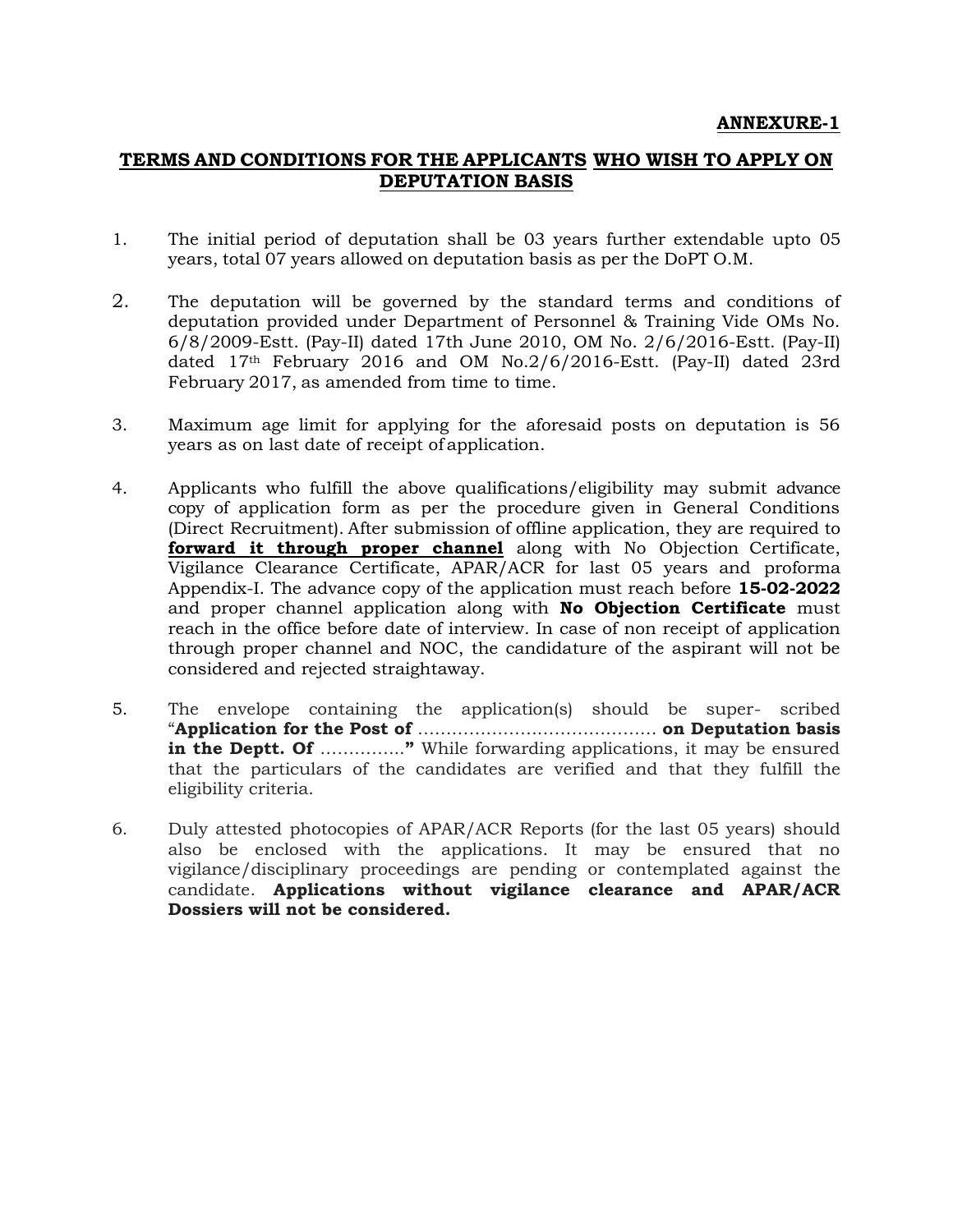**ANNEXURE-1**

## TERMS AND CONDITIONS FOR THE APPLICANTS WHO WISH TO APPLY ON DEPUTATION BASIS

1. The initial period of deputation shall be 03 years further extendable upto 05 years, total 07 years allowed on deputation basis as per the DoPT O.M.

2. The deputation will be governed by the standard terms and conditions of deputation provided under Department of Personnel & Training Vide OMs No. 6/8/2009-Estt. (Pay-II) dated 17th June 2010, OM No. 2/6/2016-Estt. (Pay-II) dated 17th February 2016 and OM No.2/6/2016-Estt. (Pay-II) dated 23rd February 2017, as amended from time to time.

3. Maximum age limit for applying for the aforesaid posts on deputation is 56 years as on last date of receipt of application.

4. Applicants who fulfill the above qualifications/eligibility may submit advance copy of application form as per the procedure given in General Conditions (Direct Recruitment). After submission of offline application, they are required to **forward it through proper channel** along with No Objection Certificate, Vigilance Clearance Certificate, APAR/ACR for last 05 years and proforma Appendix-I. The advance copy of the application must reach before **15-02-2022** and proper channel application along with **No Objection Certificate** must reach in the office before date of interview. In case of non receipt of application through proper channel and NOC, the candidature of the aspirant will not be considered and rejected straightaway.

5. The envelope containing the application(s) should be super- scribed "**Application for the Post of** …………………………………… **on Deputation basis in the Deptt. Of** ……………**"** While forwarding applications, it may be ensured that the particulars of the candidates are verified and that they fulfill the eligibility criteria.

6. Duly attested photocopies of APAR/ACR Reports (for the last 05 years) should also be enclosed with the applications. It may be ensured that no vigilance/disciplinary proceedings are pending or contemplated against the candidate. **Applications without vigilance clearance and APAR/ACR Dossiers will not be considered.**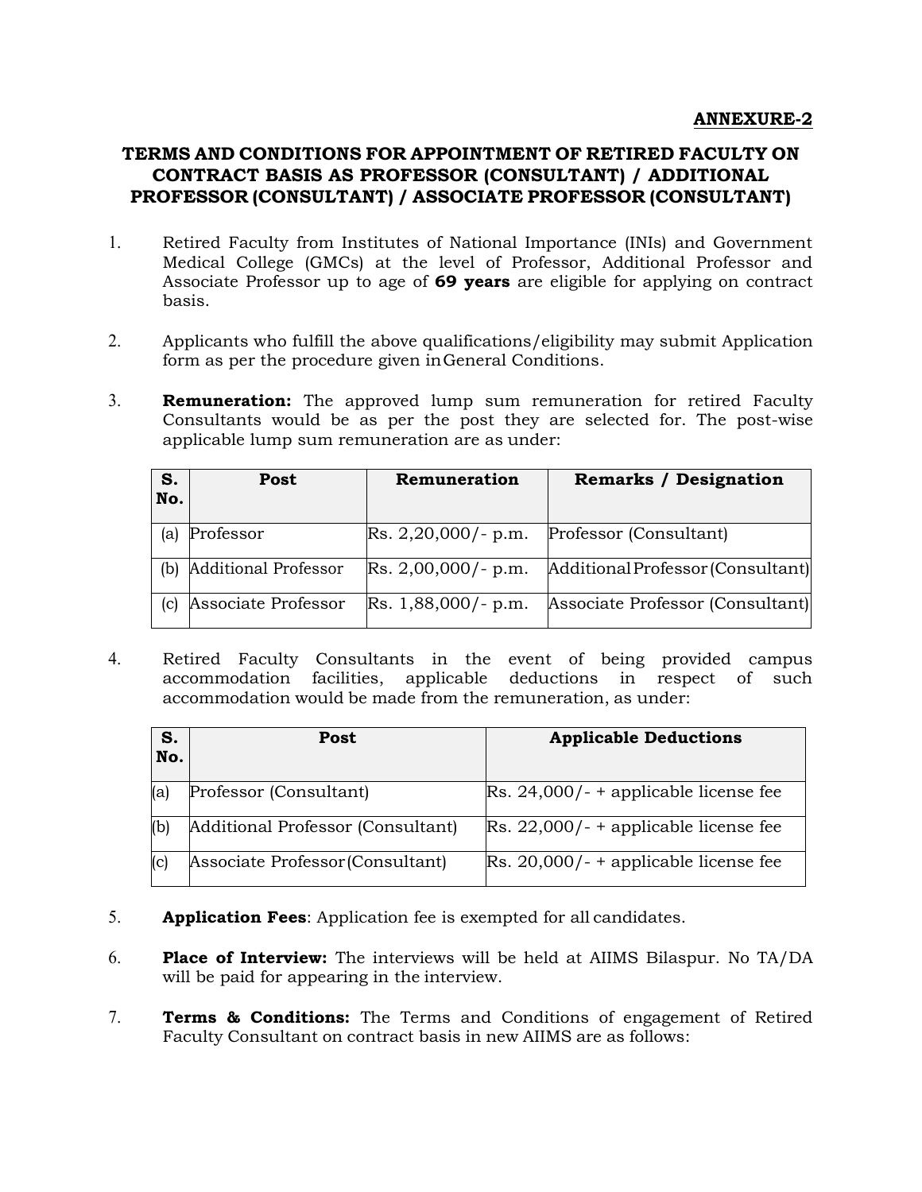**ANNEXURE-2**

## TERMS AND CONDITIONS FOR APPOINTMENT OF RETIRED FACULTY ON CONTRACT BASIS AS PROFESSOR (CONSULTANT) / ADDITIONAL PROFESSOR (CONSULTANT) / ASSOCIATE PROFESSOR (CONSULTANT)

1. Retired Faculty from Institutes of National Importance (INIs) and Government Medical College (GMCs) at the level of Professor, Additional Professor and Associate Professor up to age of **69 years** are eligible for applying on contract basis.

2. Applicants who fulfill the above qualifications/eligibility may submit Application form as per the procedure given in General Conditions.

3. **Remuneration:** The approved lump sum remuneration for retired Faculty Consultants would be as per the post they are selected for. The post-wise applicable lump sum remuneration are as under:

| S. No. | Post | Remuneration | Remarks / Designation |
|---|---|---|---|
| (a) | Professor | Rs. 2,20,000/- p.m. | Professor (Consultant) |
| (b) | Additional Professor | Rs. 2,00,000/- p.m. | Additional Professor (Consultant) |
| (c) | Associate Professor | Rs. 1,88,000/- p.m. | Associate Professor (Consultant) |

4. Retired Faculty Consultants in the event of being provided campus accommodation facilities, applicable deductions in respect of such accommodation would be made from the remuneration, as under:

| S. No. | Post | Applicable Deductions |
|---|---|---|
| (a) | Professor (Consultant) | Rs. 24,000/- + applicable license fee |
| (b) | Additional Professor (Consultant) | Rs. 22,000/- + applicable license fee |
| (c) | Associate Professor (Consultant) | Rs. 20,000/- + applicable license fee |

5. **Application Fees**: Application fee is exempted for all candidates.

6. **Place of Interview:** The interviews will be held at AIIMS Bilaspur. No TA/DA will be paid for appearing in the interview.

7. **Terms & Conditions:** The Terms and Conditions of engagement of Retired Faculty Consultant on contract basis in new AIIMS are as follows: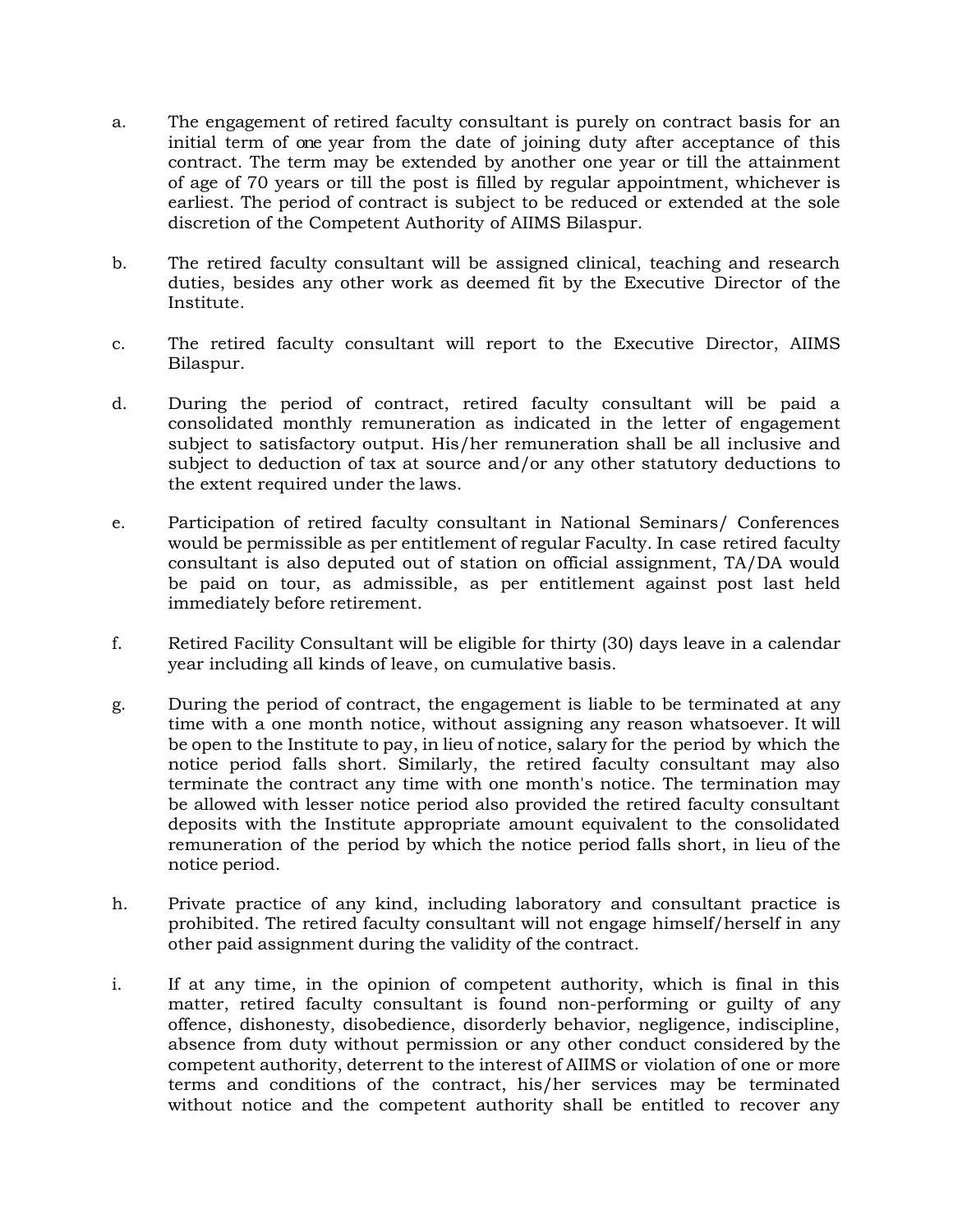a. The engagement of retired faculty consultant is purely on contract basis for an initial term of one year from the date of joining duty after acceptance of this contract. The term may be extended by another one year or till the attainment of age of 70 years or till the post is filled by regular appointment, whichever is earliest. The period of contract is subject to be reduced or extended at the sole discretion of the Competent Authority of AIIMS Bilaspur.

b. The retired faculty consultant will be assigned clinical, teaching and research duties, besides any other work as deemed fit by the Executive Director of the Institute.

c. The retired faculty consultant will report to the Executive Director, AIIMS Bilaspur.

d. During the period of contract, retired faculty consultant will be paid a consolidated monthly remuneration as indicated in the letter of engagement subject to satisfactory output. His/her remuneration shall be all inclusive and subject to deduction of tax at source and/or any other statutory deductions to the extent required under the laws.

e. Participation of retired faculty consultant in National Seminars/ Conferences would be permissible as per entitlement of regular Faculty. In case retired faculty consultant is also deputed out of station on official assignment, TA/DA would be paid on tour, as admissible, as per entitlement against post last held immediately before retirement.

f. Retired Facility Consultant will be eligible for thirty (30) days leave in a calendar year including all kinds of leave, on cumulative basis.

g. During the period of contract, the engagement is liable to be terminated at any time with a one month notice, without assigning any reason whatsoever. It will be open to the Institute to pay, in lieu of notice, salary for the period by which the notice period falls short. Similarly, the retired faculty consultant may also terminate the contract any time with one month's notice. The termination may be allowed with lesser notice period also provided the retired faculty consultant deposits with the Institute appropriate amount equivalent to the consolidated remuneration of the period by which the notice period falls short, in lieu of the notice period.

h. Private practice of any kind, including laboratory and consultant practice is prohibited. The retired faculty consultant will not engage himself/herself in any other paid assignment during the validity of the contract.

i. If at any time, in the opinion of competent authority, which is final in this matter, retired faculty consultant is found non-performing or guilty of any offence, dishonesty, disobedience, disorderly behavior, negligence, indiscipline, absence from duty without permission or any other conduct considered by the competent authority, deterrent to the interest of AIIMS or violation of one or more terms and conditions of the contract, his/her services may be terminated without notice and the competent authority shall be entitled to recover any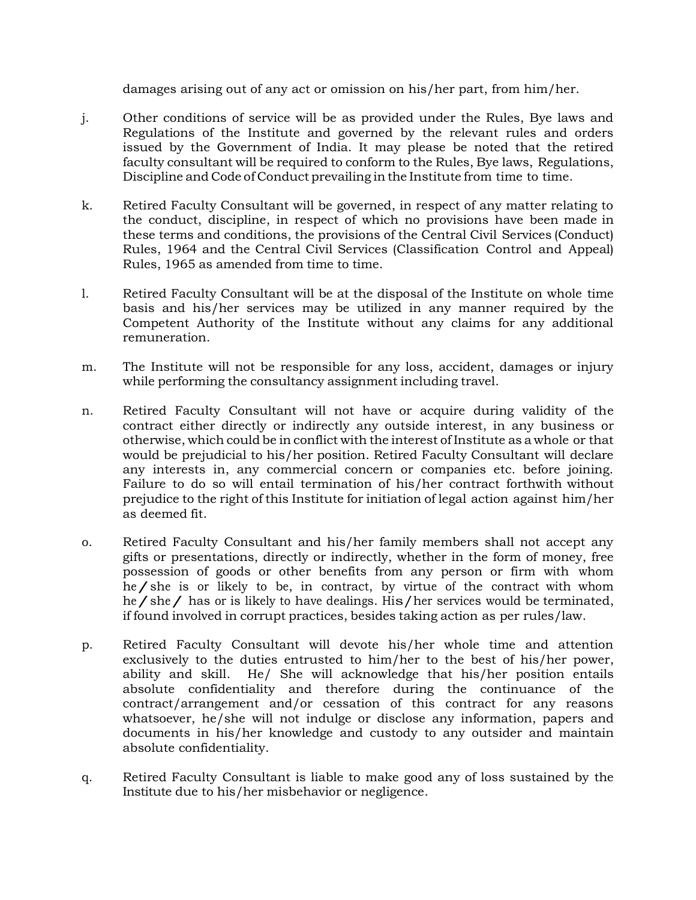damages arising out of any act or omission on his/her part, from him/her.

j. Other conditions of service will be as provided under the Rules, Bye laws and Regulations of the Institute and governed by the relevant rules and orders issued by the Government of India. It may please be noted that the retired faculty consultant will be required to conform to the Rules, Bye laws, Regulations, Discipline and Code of Conduct prevailing in the Institute from time to time.

k. Retired Faculty Consultant will be governed, in respect of any matter relating to the conduct, discipline, in respect of which no provisions have been made in these terms and conditions, the provisions of the Central Civil Services (Conduct) Rules, 1964 and the Central Civil Services (Classification Control and Appeal) Rules, 1965 as amended from time to time.

l. Retired Faculty Consultant will be at the disposal of the Institute on whole time basis and his/her services may be utilized in any manner required by the Competent Authority of the Institute without any claims for any additional remuneration.

m. The Institute will not be responsible for any loss, accident, damages or injury while performing the consultancy assignment including travel.

n. Retired Faculty Consultant will not have or acquire during validity of the contract either directly or indirectly any outside interest, in any business or otherwise, which could be in conflict with the interest of Institute as a whole or that would be prejudicial to his/her position. Retired Faculty Consultant will declare any interests in, any commercial concern or companies etc. before joining. Failure to do so will entail termination of his/her contract forthwith without prejudice to the right of this Institute for initiation of legal action against him/her as deemed fit.

o. Retired Faculty Consultant and his/her family members shall not accept any gifts or presentations, directly or indirectly, whether in the form of money, free possession of goods or other benefits from any person or firm with whom he/she is or likely to be, in contract, by virtue of the contract with whom he/she/ has or is likely to have dealings. His/her services would be terminated, if found involved in corrupt practices, besides taking action as per rules/law.

p. Retired Faculty Consultant will devote his/her whole time and attention exclusively to the duties entrusted to him/her to the best of his/her power, ability and skill. He/ She will acknowledge that his/her position entails absolute confidentiality and therefore during the continuance of the contract/arrangement and/or cessation of this contract for any reasons whatsoever, he/she will not indulge or disclose any information, papers and documents in his/her knowledge and custody to any outsider and maintain absolute confidentiality.

q. Retired Faculty Consultant is liable to make good any of loss sustained by the Institute due to his/her misbehavior or negligence.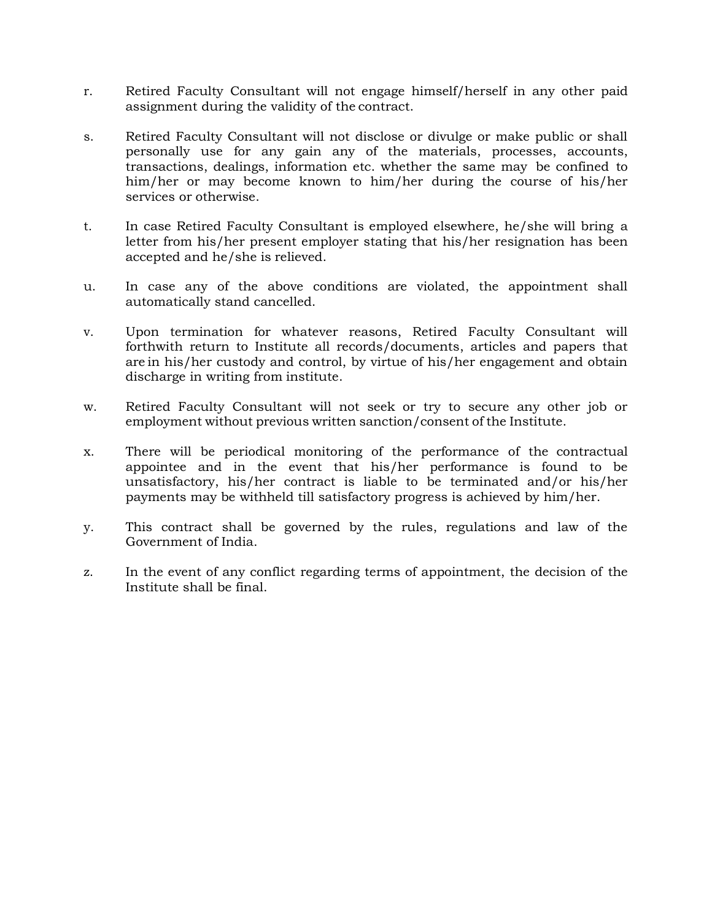r. Retired Faculty Consultant will not engage himself/herself in any other paid assignment during the validity of the contract.

s. Retired Faculty Consultant will not disclose or divulge or make public or shall personally use for any gain any of the materials, processes, accounts, transactions, dealings, information etc. whether the same may be confined to him/her or may become known to him/her during the course of his/her services or otherwise.

t. In case Retired Faculty Consultant is employed elsewhere, he/she will bring a letter from his/her present employer stating that his/her resignation has been accepted and he/she is relieved.

u. In case any of the above conditions are violated, the appointment shall automatically stand cancelled.

v. Upon termination for whatever reasons, Retired Faculty Consultant will forthwith return to Institute all records/documents, articles and papers that are in his/her custody and control, by virtue of his/her engagement and obtain discharge in writing from institute.

w. Retired Faculty Consultant will not seek or try to secure any other job or employment without previous written sanction/consent of the Institute.

x. There will be periodical monitoring of the performance of the contractual appointee and in the event that his/her performance is found to be unsatisfactory, his/her contract is liable to be terminated and/or his/her payments may be withheld till satisfactory progress is achieved by him/her.

y. This contract shall be governed by the rules, regulations and law of the Government of India.

z. In the event of any conflict regarding terms of appointment, the decision of the Institute shall be final.